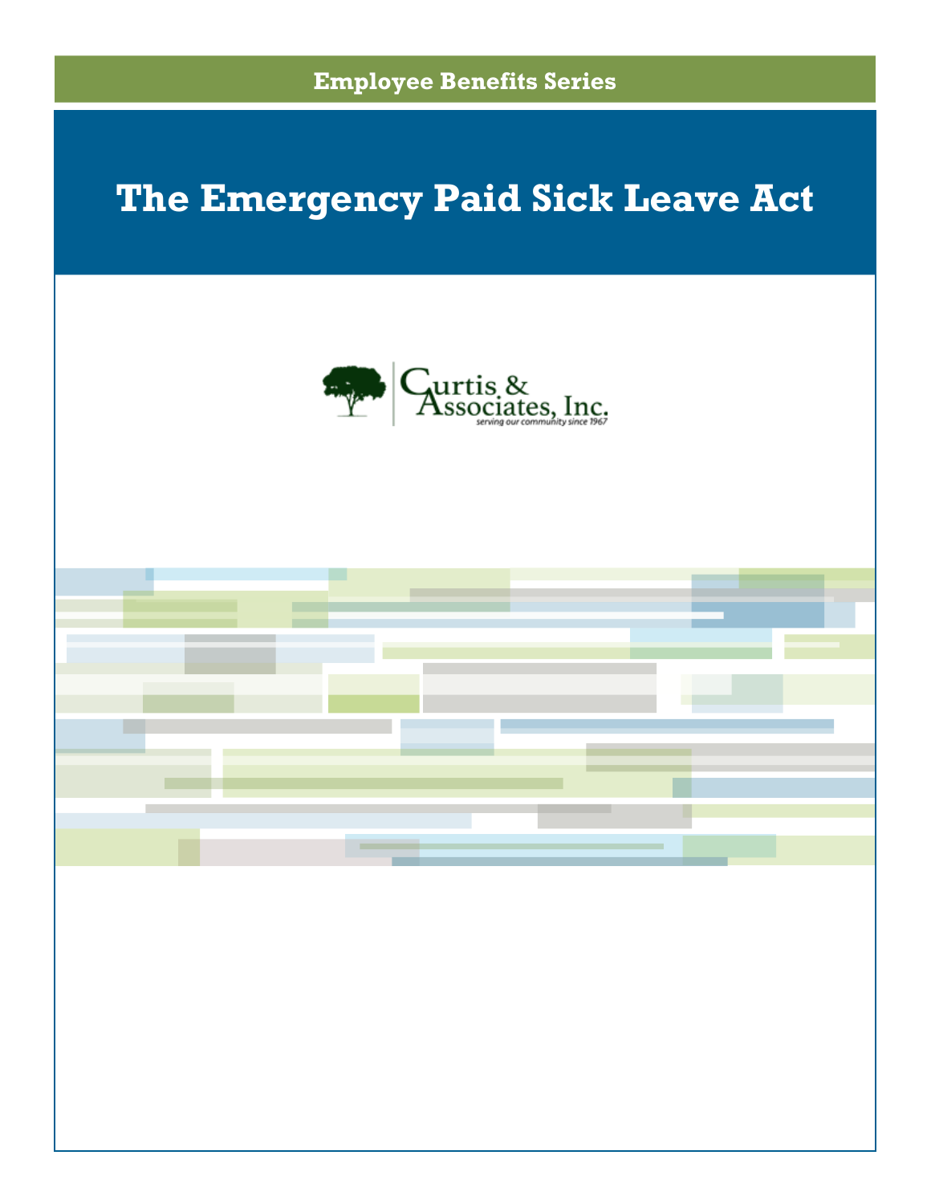Employee Benefits Series

# The Emergency Paid Sick Leave Act

Curtis & Associates, Inc.

*serving our community since 1967*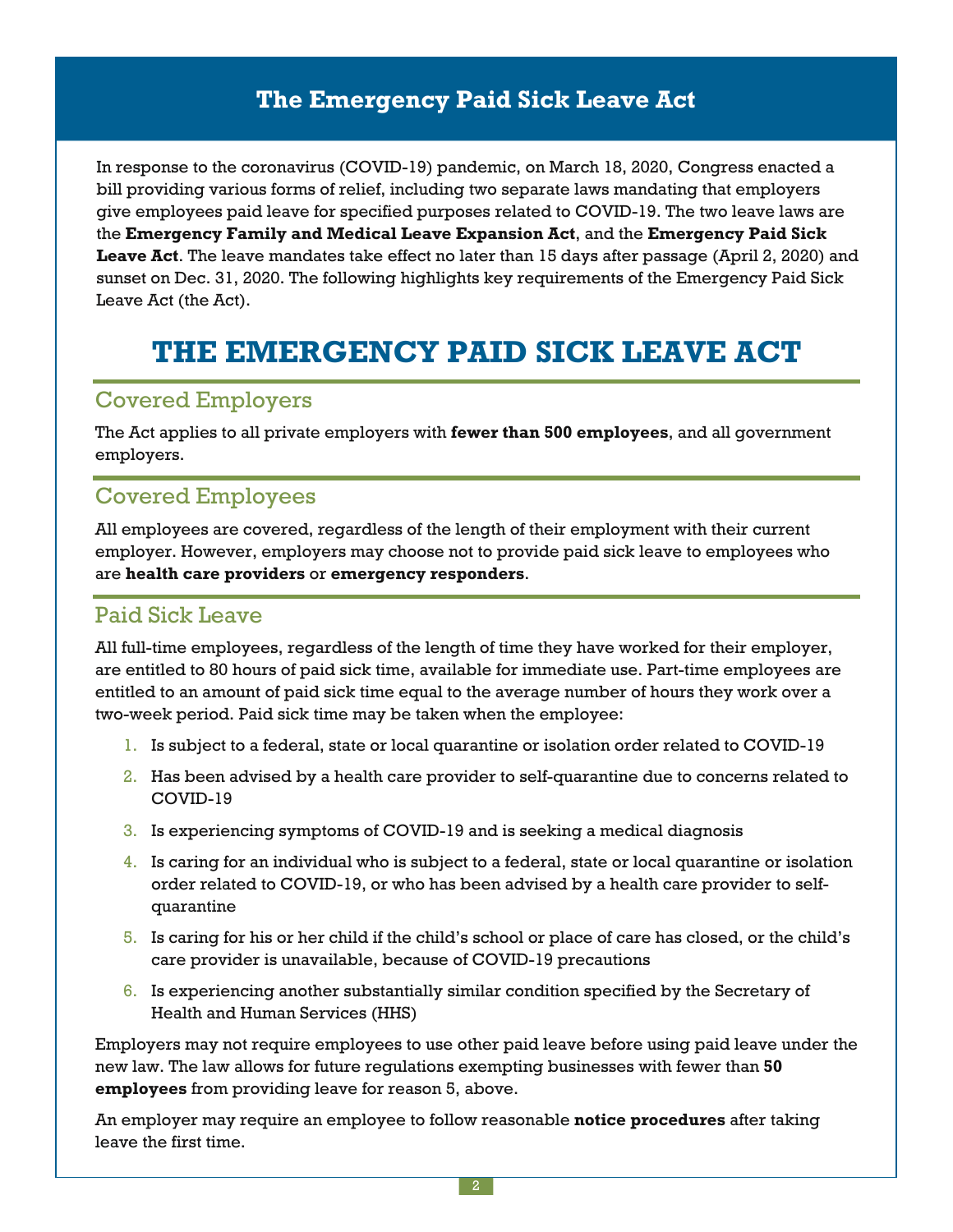## The Emergency Paid Sick Leave Act

In response to the coronavirus (COVID-19) pandemic, on March 18, 2020, Congress enacted a bill providing various forms of relief, including two separate laws mandating that employers give employees paid leave for specified purposes related to COVID-19. The two leave laws are the **Emergency Family and Medical Leave Expansion Act**, and the **Emergency Paid Sick Leave Act**. The leave mandates take effect no later than 15 days after passage (April 2, 2020) and sunset on Dec. 31, 2020. The following highlights key requirements of the Emergency Paid Sick Leave Act (the Act).

# THE EMERGENCY PAID SICK LEAVE ACT

## Covered Employers

The Act applies to all private employers with **fewer than 500 employees**, and all government employers.

## Covered Employees

All employees are covered, regardless of the length of their employment with their current employer. However, employers may choose not to provide paid sick leave to employees who are **health care providers** or **emergency responders**.

## Paid Sick Leave

All full-time employees, regardless of the length of time they have worked for their employer, are entitled to 80 hours of paid sick time, available for immediate use. Part-time employees are entitled to an amount of paid sick time equal to the average number of hours they work over a two-week period. Paid sick time may be taken when the employee:

1. Is subject to a federal, state or local quarantine or isolation order related to COVID-19
2. Has been advised by a health care provider to self-quarantine due to concerns related to COVID-19
3. Is experiencing symptoms of COVID-19 and is seeking a medical diagnosis
4. Is caring for an individual who is subject to a federal, state or local quarantine or isolation order related to COVID-19, or who has been advised by a health care provider to self-quarantine
5. Is caring for his or her child if the child's school or place of care has closed, or the child's care provider is unavailable, because of COVID-19 precautions
6. Is experiencing another substantially similar condition specified by the Secretary of Health and Human Services (HHS)

Employers may not require employees to use other paid leave before using paid leave under the new law. The law allows for future regulations exempting businesses with fewer than **50 employees** from providing leave for reason 5, above.

An employer may require an employee to follow reasonable **notice procedures** after taking leave the first time.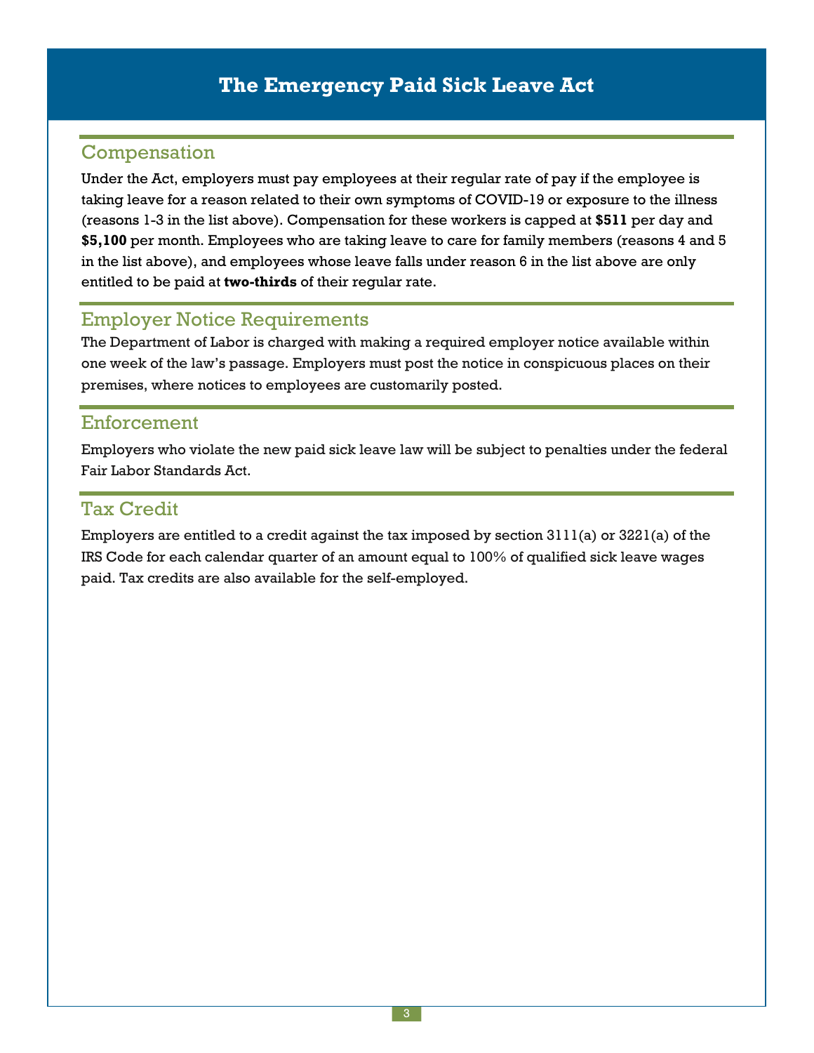# The Emergency Paid Sick Leave Act

## Compensation

Under the Act, employers must pay employees at their regular rate of pay if the employee is taking leave for a reason related to their own symptoms of COVID-19 or exposure to the illness (reasons 1-3 in the list above). Compensation for these workers is capped at **$511** per day and **$5,100** per month. Employees who are taking leave to care for family members (reasons 4 and 5 in the list above), and employees whose leave falls under reason 6 in the list above are only entitled to be paid at **two-thirds** of their regular rate.

## Employer Notice Requirements

The Department of Labor is charged with making a required employer notice available within one week of the law's passage. Employers must post the notice in conspicuous places on their premises, where notices to employees are customarily posted.

## Enforcement

Employers who violate the new paid sick leave law will be subject to penalties under the federal Fair Labor Standards Act.

## Tax Credit

Employers are entitled to a credit against the tax imposed by section 3111(a) or 3221(a) of the IRS Code for each calendar quarter of an amount equal to 100% of qualified sick leave wages paid. Tax credits are also available for the self-employed.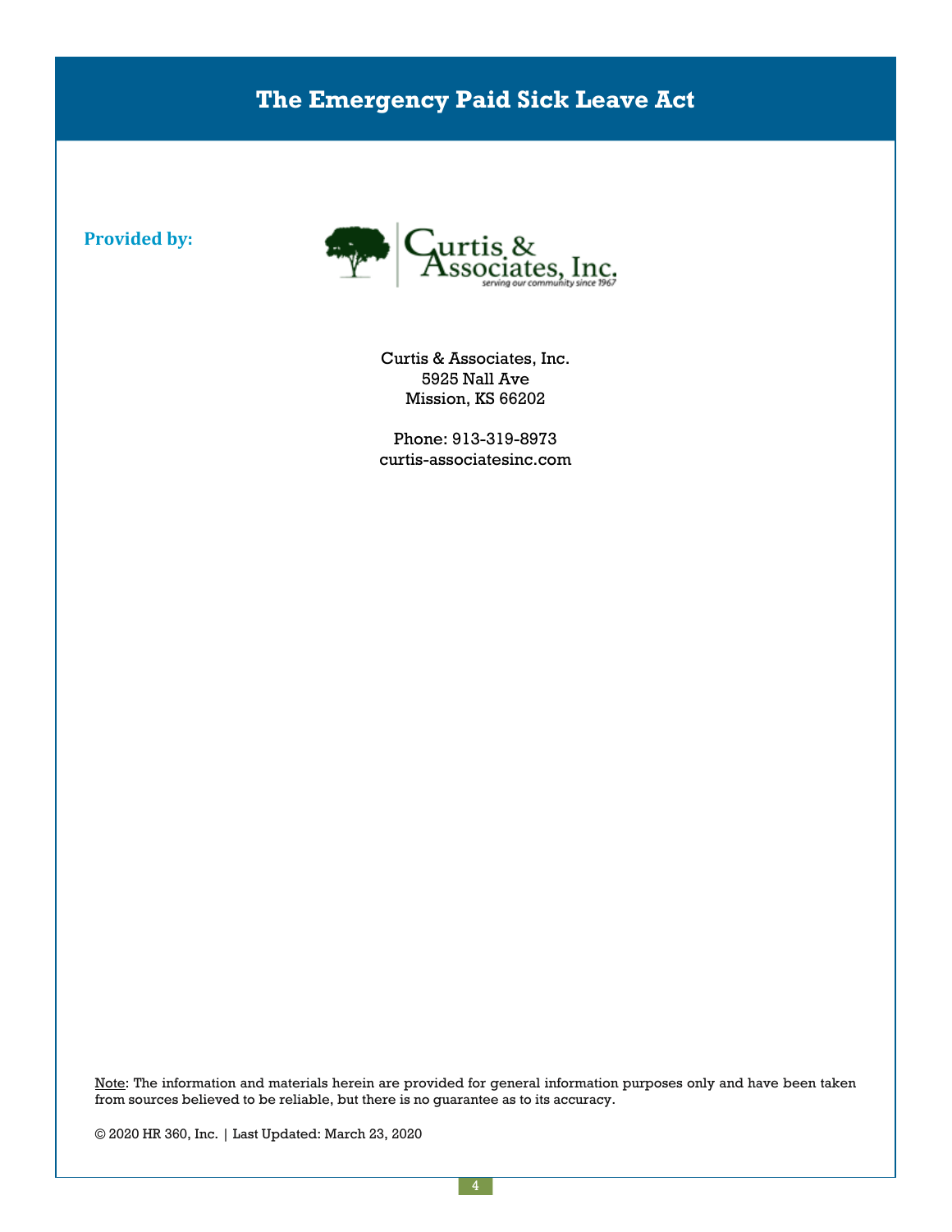# The Emergency Paid Sick Leave Act

**Provided by:**

Curtis & Associates, Inc.
serving our community since 1967

Curtis & Associates, Inc.
5925 Nall Ave
Mission, KS 66202

Phone: 913-319-8973
curtis-associatesinc.com

Note: The information and materials herein are provided for general information purposes only and have been taken from sources believed to be reliable, but there is no guarantee as to its accuracy.

© 2020 HR 360, Inc. | Last Updated: March 23, 2020